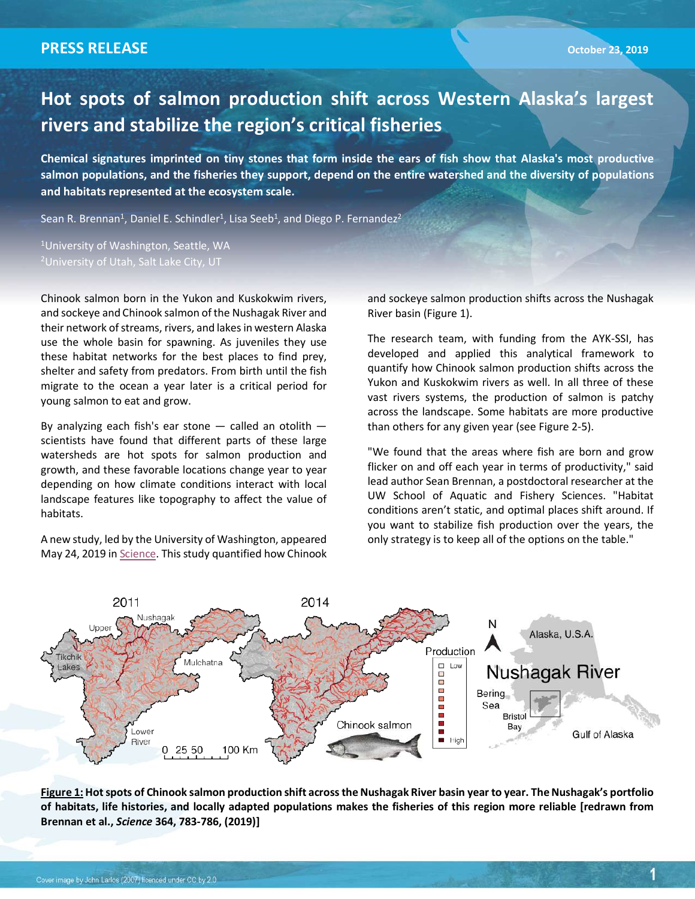PRESS RELEASE

October 23, 2019

# Hot spots of salmon production shift across Western Alaska's largest rivers and stabilize the region's critical fisheries

**Chemical signatures imprinted on tiny stones that form inside the ears of fish show that Alaska's most productive salmon populations, and the fisheries they support, depend on the entire watershed and the diversity of populations and habitats represented at the ecosystem scale.**

Sean R. Brennan[1], Daniel E. Schindler[1], Lisa Seeb[1], and Diego P. Fernandez[2]

[1]University of Washington, Seattle, WA
[2]University of Utah, Salt Lake City, UT

Chinook salmon born in the Yukon and Kuskokwim rivers, and sockeye and Chinook salmon of the Nushagak River and their network of streams, rivers, and lakes in western Alaska use the whole basin for spawning. As juveniles they use these habitat networks for the best places to find prey, shelter and safety from predators. From birth until the fish migrate to the ocean a year later is a critical period for young salmon to eat and grow.

By analyzing each fish's ear stone — called an otolith — scientists have found that different parts of these large watersheds are hot spots for salmon production and growth, and these favorable locations change year to year depending on how climate conditions interact with local landscape features like topography to affect the value of habitats.

A new study, led by the University of Washington, appeared May 24, 2019 in Science. This study quantified how Chinook and sockeye salmon production shifts across the Nushagak River basin (Figure 1).

The research team, with funding from the AYK-SSI, has developed and applied this analytical framework to quantify how Chinook salmon production shifts across the Yukon and Kuskokwim rivers as well. In all three of these vast rivers systems, the production of salmon is patchy across the landscape. Some habitats are more productive than others for any given year (see Figure 2-5).

"We found that the areas where fish are born and grow flicker on and off each year in terms of productivity," said lead author Sean Brennan, a postdoctoral researcher at the UW School of Aquatic and Fishery Sciences. "Habitat conditions aren't static, and optimal places shift around. If you want to stabilize fish production over the years, the only strategy is to keep all of the options on the table."

**Figure 1:** **Hot spots of Chinook salmon production shift across the Nushagak River basin year to year. The Nushagak's portfolio of habitats, life histories, and locally adapted populations makes the fisheries of this region more reliable [redrawn from Brennan et al., *Science* 364, 783-786, (2019)]**

Cover image by John Larlos (2007) licenced under CC by 2.0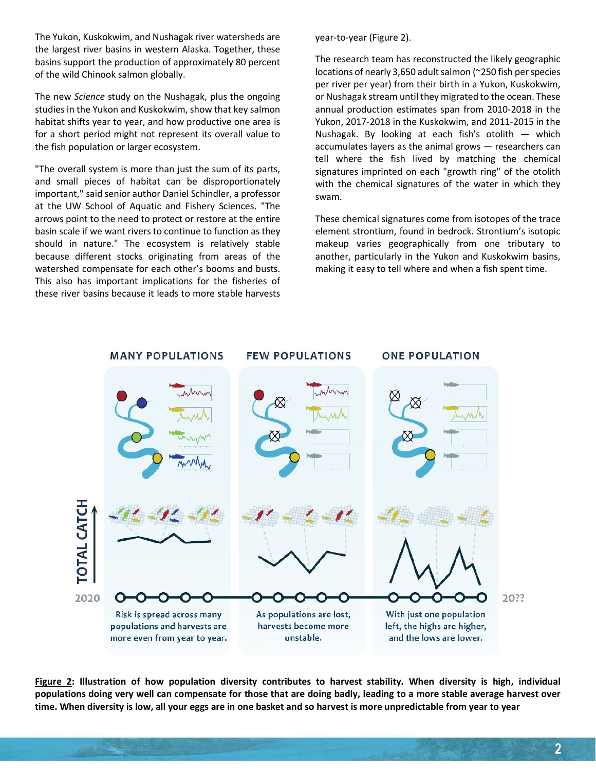The Yukon, Kuskokwim, and Nushagak river watersheds are the largest river basins in western Alaska. Together, these basins support the production of approximately 80 percent of the wild Chinook salmon globally.

The new *Science* study on the Nushagak, plus the ongoing studies in the Yukon and Kuskokwim, show that key salmon habitat shifts year to year, and how productive one area is for a short period might not represent its overall value to the fish population or larger ecosystem.

"The overall system is more than just the sum of its parts, and small pieces of habitat can be disproportionately important," said senior author Daniel Schindler, a professor at the UW School of Aquatic and Fishery Sciences. "The arrows point to the need to protect or restore at the entire basin scale if we want rivers to continue to function as they should in nature." The ecosystem is relatively stable because different stocks originating from areas of the watershed compensate for each other's booms and busts. This also has important implications for the fisheries of these river basins because it leads to more stable harvests year-to-year (Figure 2).

The research team has reconstructed the likely geographic locations of nearly 3,650 adult salmon (~250 fish per species per river per year) from their birth in a Yukon, Kuskokwim, or Nushagak stream until they migrated to the ocean. These annual production estimates span from 2010-2018 in the Yukon, 2017-2018 in the Kuskokwim, and 2011-2015 in the Nushagak. By looking at each fish's otolith — which accumulates layers as the animal grows — researchers can tell where the fish lived by matching the chemical signatures imprinted on each "growth ring" of the otolith with the chemical signatures of the water in which they swam.

These chemical signatures come from isotopes of the trace element strontium, found in bedrock. Strontium's isotopic makeup varies geographically from one tributary to another, particularly in the Yukon and Kuskokwim basins, making it easy to tell where and when a fish spent time.

**Figure 2: Illustration of how population diversity contributes to harvest stability. When diversity is high, individual populations doing very well can compensate for those that are doing badly, leading to a more stable average harvest over time. When diversity is low, all your eggs are in one basket and so harvest is more unpredictable from year to year**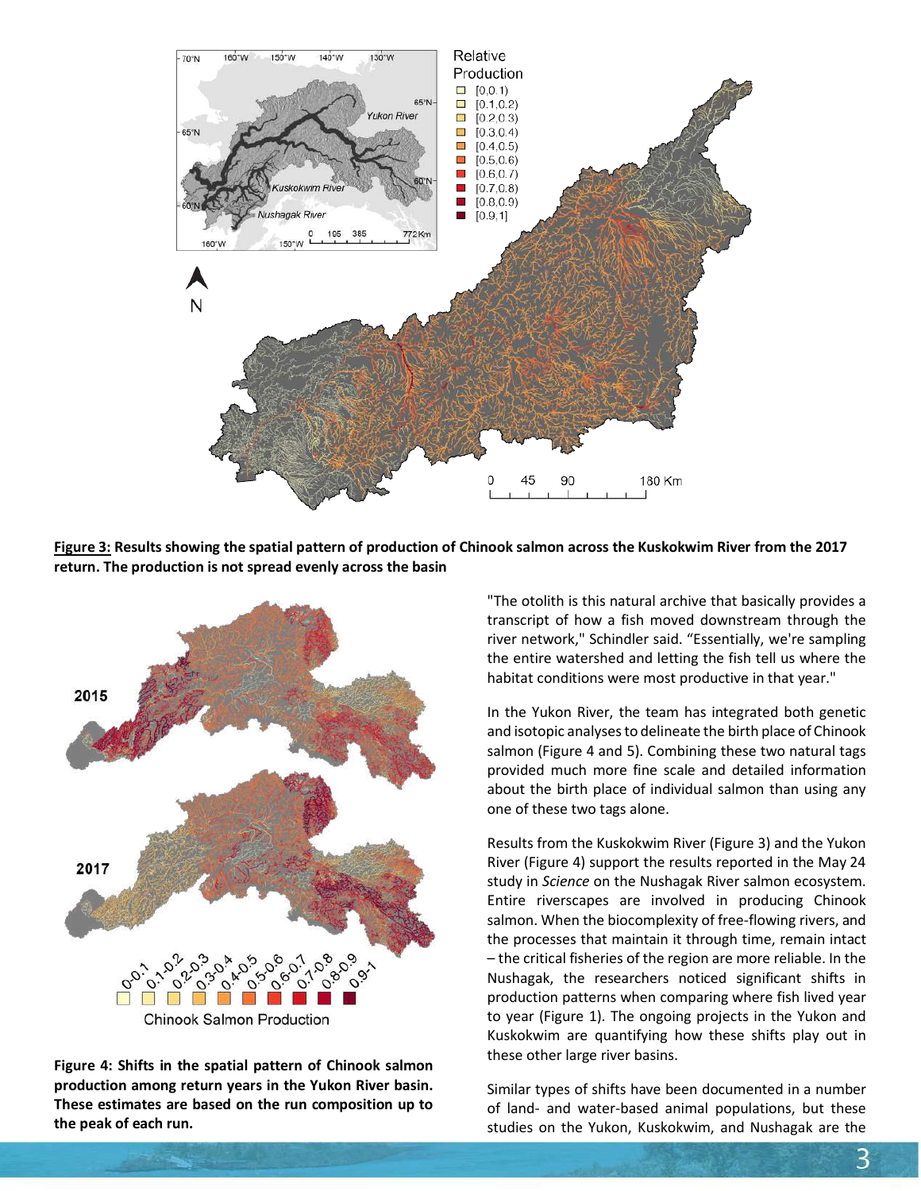**Figure 3: Results showing the spatial pattern of production of Chinook salmon across the Kuskokwim River from the 2017 return. The production is not spread evenly across the basin**

**Figure 4: Shifts in the spatial pattern of Chinook salmon production among return years in the Yukon River basin. These estimates are based on the run composition up to the peak of each run.**

"The otolith is this natural archive that basically provides a transcript of how a fish moved downstream through the river network," Schindler said. "Essentially, we're sampling the entire watershed and letting the fish tell us where the habitat conditions were most productive in that year."

In the Yukon River, the team has integrated both genetic and isotopic analyses to delineate the birth place of Chinook salmon (Figure 4 and 5). Combining these two natural tags provided much more fine scale and detailed information about the birth place of individual salmon than using any one of these two tags alone.

Results from the Kuskokwim River (Figure 3) and the Yukon River (Figure 4) support the results reported in the May 24 study in *Science* on the Nushagak River salmon ecosystem. Entire riverscapes are involved in producing Chinook salmon. When the biocomplexity of free-flowing rivers, and the processes that maintain it through time, remain intact – the critical fisheries of the region are more reliable. In the Nushagak, the researchers noticed significant shifts in production patterns when comparing where fish lived year to year (Figure 1). The ongoing projects in the Yukon and Kuskokwim are quantifying how these shifts play out in these other large river basins.

Similar types of shifts have been documented in a number of land- and water-based animal populations, but these studies on the Yukon, Kuskokwim, and Nushagak are the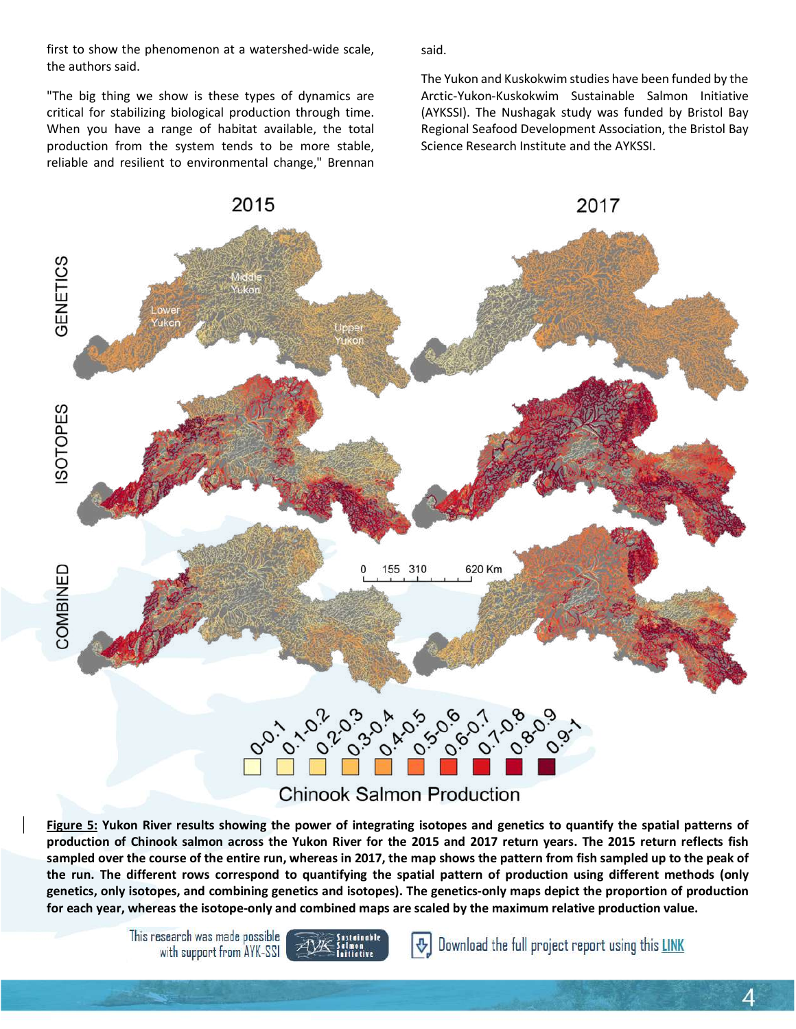first to show the phenomenon at a watershed-wide scale, the authors said.

"The big thing we show is these types of dynamics are critical for stabilizing biological production through time. When you have a range of habitat available, the total production from the system tends to be more stable, reliable and resilient to environmental change," Brennan said.

The Yukon and Kuskokwim studies have been funded by the Arctic-Yukon-Kuskokwim Sustainable Salmon Initiative (AYKSSI). The Nushagak study was funded by Bristol Bay Regional Seafood Development Association, the Bristol Bay Science Research Institute and the AYKSSI.

2015

2017

GENETICS

ISOTOPES

COMBINED

Lower Yukon

Middle Yukon

Upper Yukon

0 155 310 620 Km

0-0.1 0.1-0.2 0.2-0.3 0.3-0.4 0.4-0.5 0.5-0.6 0.6-0.7 0.7-0.8 0.8-0.9 0.9-1

Chinook Salmon Production

**Figure 5: Yukon River results showing the power of integrating isotopes and genetics to quantify the spatial patterns of production of Chinook salmon across the Yukon River for the 2015 and 2017 return years. The 2015 return reflects fish sampled over the course of the entire run, whereas in 2017, the map shows the pattern from fish sampled up to the peak of the run. The different rows correspond to quantifying the spatial pattern of production using different methods (only genetics, only isotopes, and combining genetics and isotopes). The genetics-only maps depict the proportion of production for each year, whereas the isotope-only and combined maps are scaled by the maximum relative production value.**

This research was made possible with support from AYK-SSI

Download the full project report using this LINK